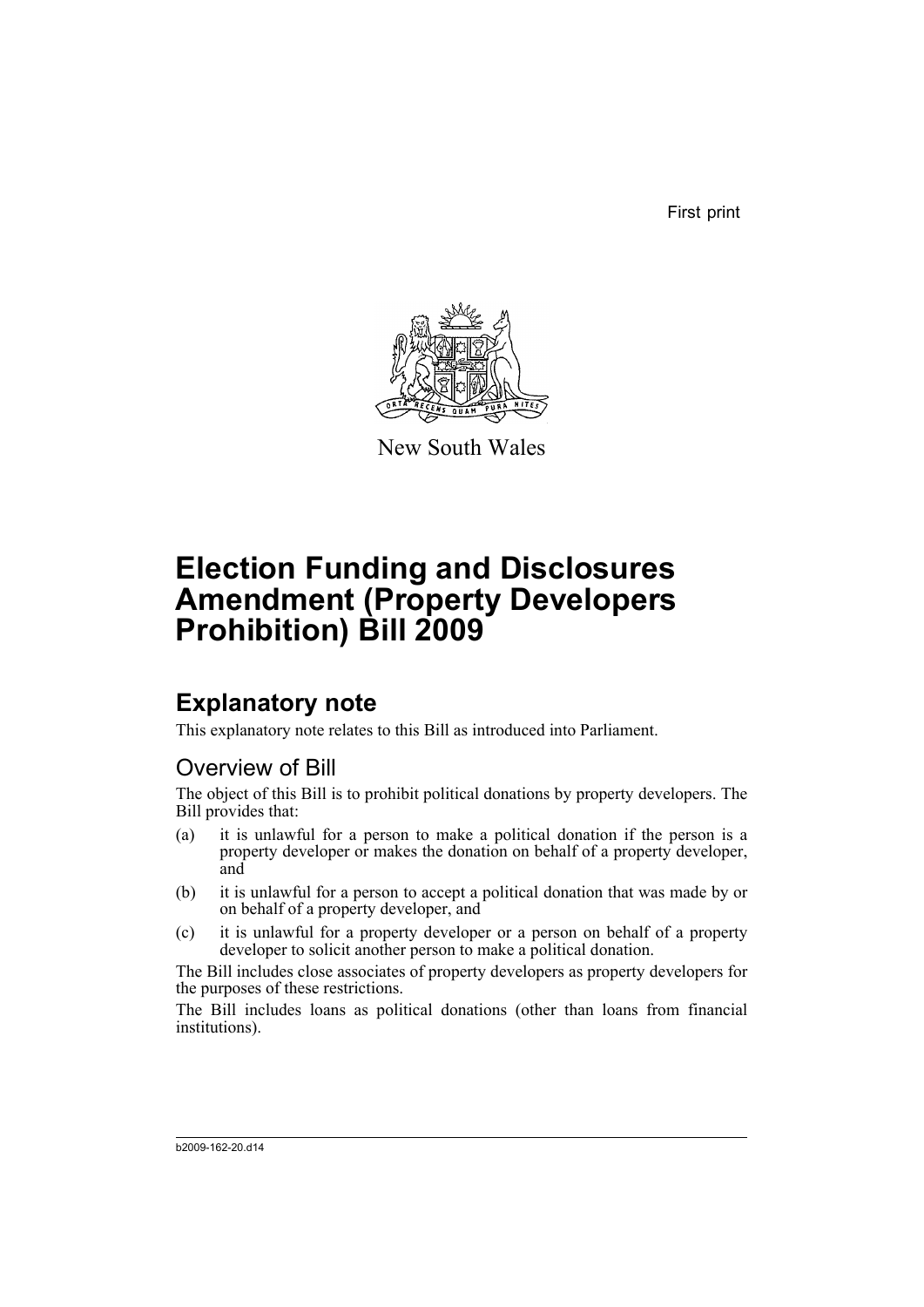First print

New South Wales

# Election Funding and Disclosures Amendment (Property Developers Prohibition) Bill 2009

## Explanatory note

This explanatory note relates to this Bill as introduced into Parliament.

### Overview of Bill

The object of this Bill is to prohibit political donations by property developers. The Bill provides that:

(a) it is unlawful for a person to make a political donation if the person is a property developer or makes the donation on behalf of a property developer, and

(b) it is unlawful for a person to accept a political donation that was made by or on behalf of a property developer, and

(c) it is unlawful for a property developer or a person on behalf of a property developer to solicit another person to make a political donation.

The Bill includes close associates of property developers as property developers for the purposes of these restrictions.

The Bill includes loans as political donations (other than loans from financial institutions).

b2009-162-20.d14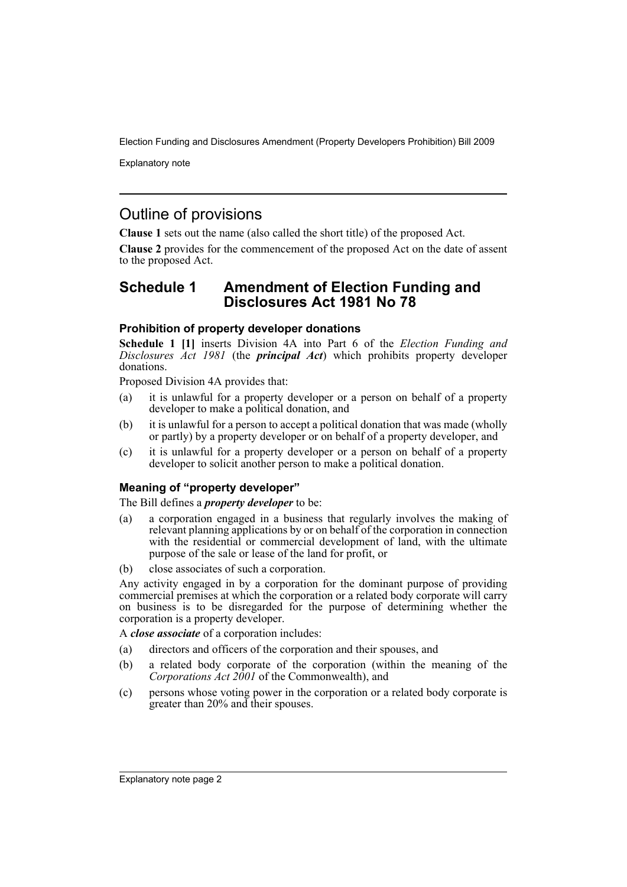## Outline of provisions

**Clause 1** sets out the name (also called the short title) of the proposed Act.

**Clause 2** provides for the commencement of the proposed Act on the date of assent to the proposed Act.

## Schedule 1 Amendment of Election Funding and Disclosures Act 1981 No 78

### Prohibition of property developer donations

**Schedule 1 [1]** inserts Division 4A into Part 6 of the *Election Funding and Disclosures Act 1981* (the ***principal Act***) which prohibits property developer donations.

Proposed Division 4A provides that:

(a) it is unlawful for a property developer or a person on behalf of a property developer to make a political donation, and

(b) it is unlawful for a person to accept a political donation that was made (wholly or partly) by a property developer or on behalf of a property developer, and

(c) it is unlawful for a property developer or a person on behalf of a property developer to solicit another person to make a political donation.

### Meaning of "property developer"

The Bill defines a ***property developer*** to be:

(a) a corporation engaged in a business that regularly involves the making of relevant planning applications by or on behalf of the corporation in connection with the residential or commercial development of land, with the ultimate purpose of the sale or lease of the land for profit, or

(b) close associates of such a corporation.

Any activity engaged in by a corporation for the dominant purpose of providing commercial premises at which the corporation or a related body corporate will carry on business is to be disregarded for the purpose of determining whether the corporation is a property developer.

A ***close associate*** of a corporation includes:

(a) directors and officers of the corporation and their spouses, and

(b) a related body corporate of the corporation (within the meaning of the *Corporations Act 2001* of the Commonwealth), and

(c) persons whose voting power in the corporation or a related body corporate is greater than 20% and their spouses.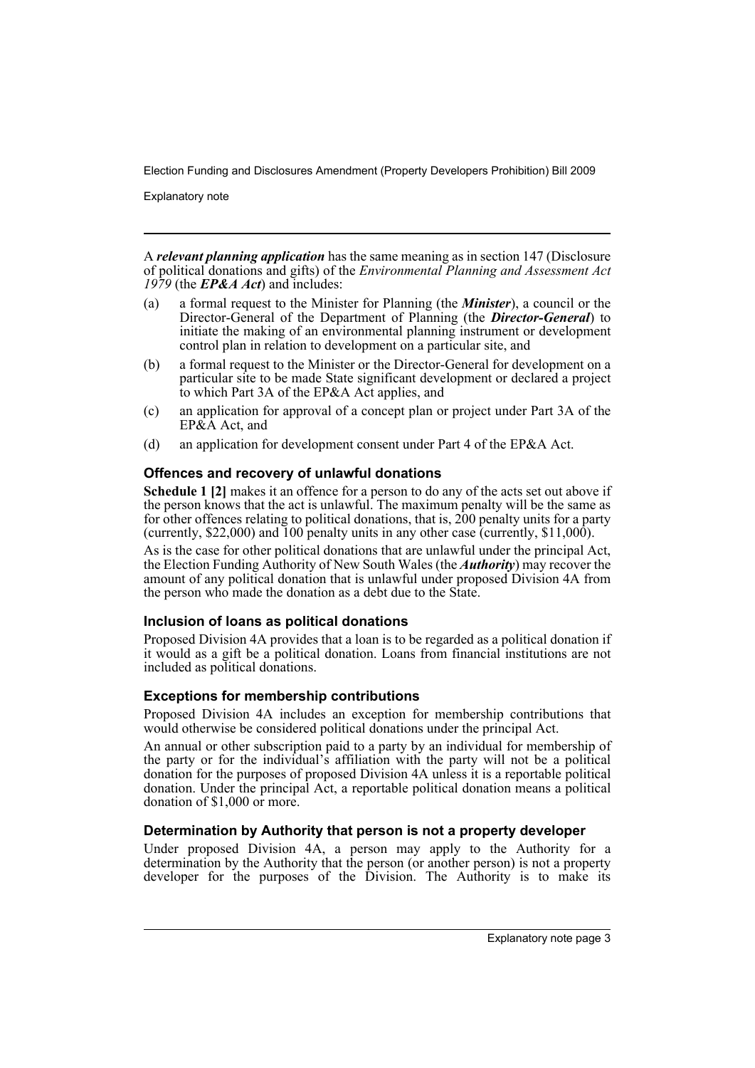A ***relevant planning application*** has the same meaning as in section 147 (Disclosure of political donations and gifts) of the *Environmental Planning and Assessment Act 1979* (the ***EP&A Act***) and includes:

(a) a formal request to the Minister for Planning (the ***Minister***), a council or the Director-General of the Department of Planning (the ***Director-General***) to initiate the making of an environmental planning instrument or development control plan in relation to development on a particular site, and

(b) a formal request to the Minister or the Director-General for development on a particular site to be made State significant development or declared a project to which Part 3A of the EP&A Act applies, and

(c) an application for approval of a concept plan or project under Part 3A of the EP&A Act, and

(d) an application for development consent under Part 4 of the EP&A Act.

### Offences and recovery of unlawful donations

**Schedule 1 [2]** makes it an offence for a person to do any of the acts set out above if the person knows that the act is unlawful. The maximum penalty will be the same as for other offences relating to political donations, that is, 200 penalty units for a party (currently, $22,000) and 100 penalty units in any other case (currently, $11,000).

As is the case for other political donations that are unlawful under the principal Act, the Election Funding Authority of New South Wales (the ***Authority***) may recover the amount of any political donation that is unlawful under proposed Division 4A from the person who made the donation as a debt due to the State.

### Inclusion of loans as political donations

Proposed Division 4A provides that a loan is to be regarded as a political donation if it would as a gift be a political donation. Loans from financial institutions are not included as political donations.

### Exceptions for membership contributions

Proposed Division 4A includes an exception for membership contributions that would otherwise be considered political donations under the principal Act.

An annual or other subscription paid to a party by an individual for membership of the party or for the individual's affiliation with the party will not be a political donation for the purposes of proposed Division 4A unless it is a reportable political donation. Under the principal Act, a reportable political donation means a political donation of $1,000 or more.

### Determination by Authority that person is not a property developer

Under proposed Division 4A, a person may apply to the Authority for a determination by the Authority that the person (or another person) is not a property developer for the purposes of the Division. The Authority is to make its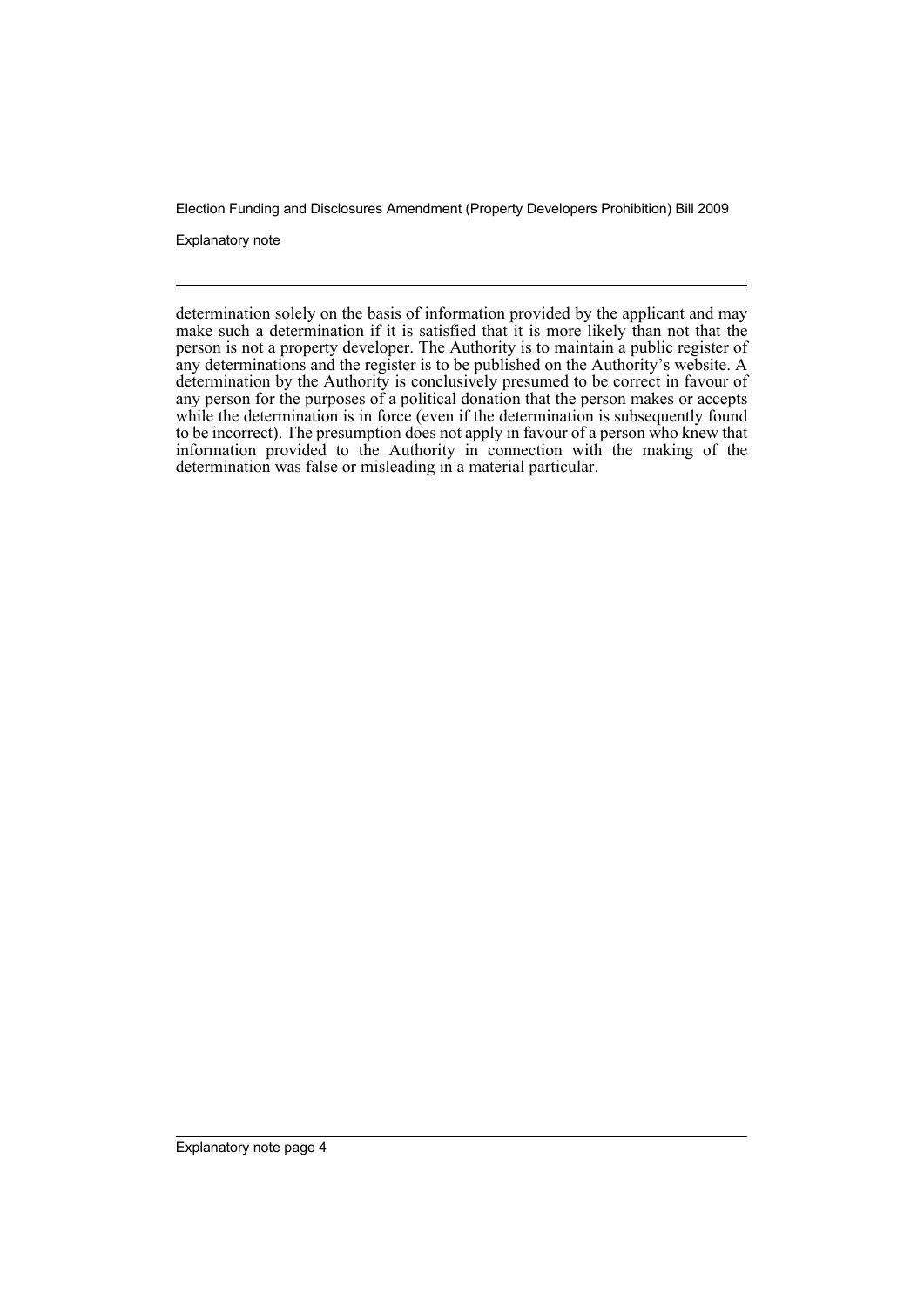determination solely on the basis of information provided by the applicant and may make such a determination if it is satisfied that it is more likely than not that the person is not a property developer. The Authority is to maintain a public register of any determinations and the register is to be published on the Authority's website. A determination by the Authority is conclusively presumed to be correct in favour of any person for the purposes of a political donation that the person makes or accepts while the determination is in force (even if the determination is subsequently found to be incorrect). The presumption does not apply in favour of a person who knew that information provided to the Authority in connection with the making of the determination was false or misleading in a material particular.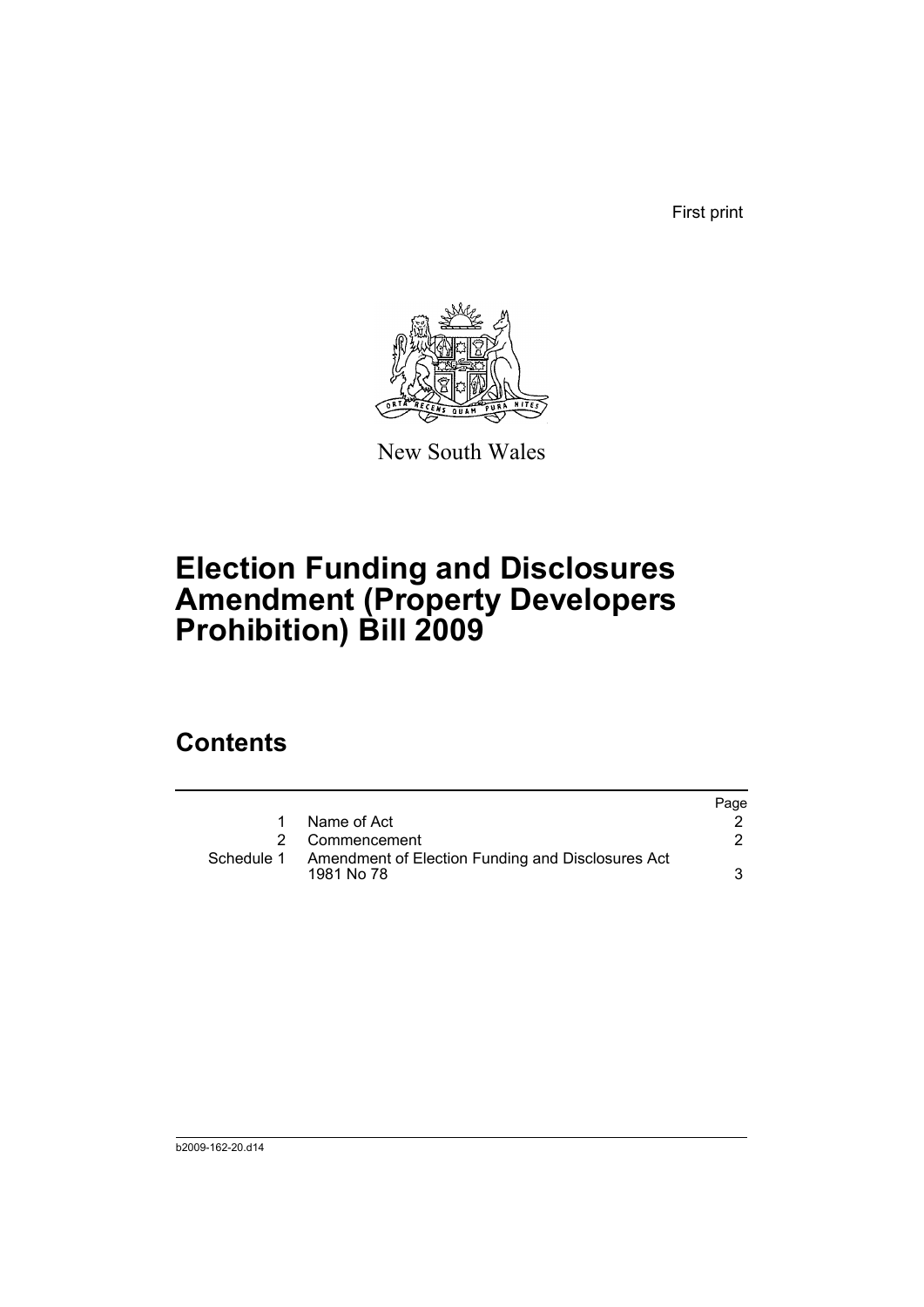First print

New South Wales

# Election Funding and Disclosures Amendment (Property Developers Prohibition) Bill 2009

## Contents

| | | Page |
|---|---|---|
| 1 | Name of Act | 2 |
| 2 | Commencement | 2 |
| Schedule 1 | Amendment of Election Funding and Disclosures Act 1981 No 78 | 3 |

b2009-162-20.d14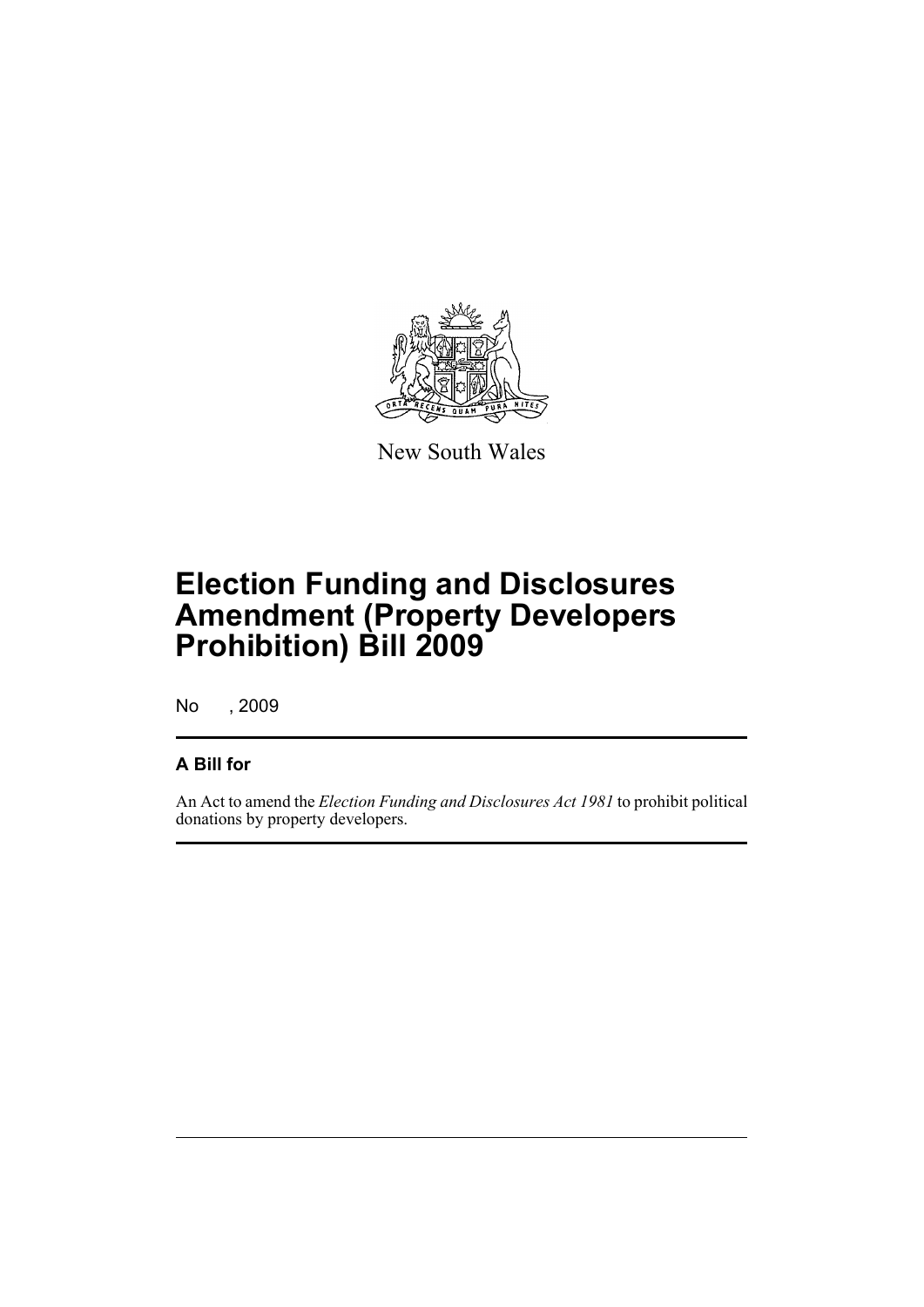New South Wales

# Election Funding and Disclosures Amendment (Property Developers Prohibition) Bill 2009

No , 2009

## A Bill for

An Act to amend the *Election Funding and Disclosures Act 1981* to prohibit political donations by property developers.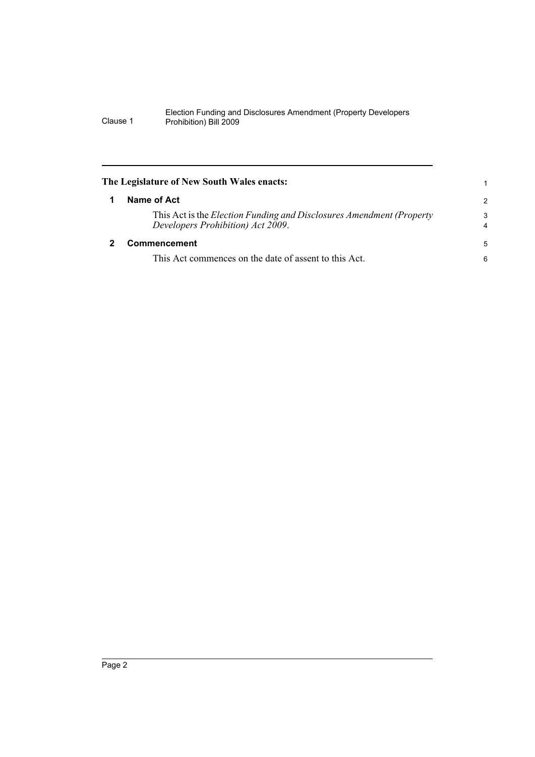**The Legislature of New South Wales enacts:**

## 1 Name of Act

This Act is the *Election Funding and Disclosures Amendment (Property Developers Prohibition) Act 2009*.

## 2 Commencement

This Act commences on the date of assent to this Act.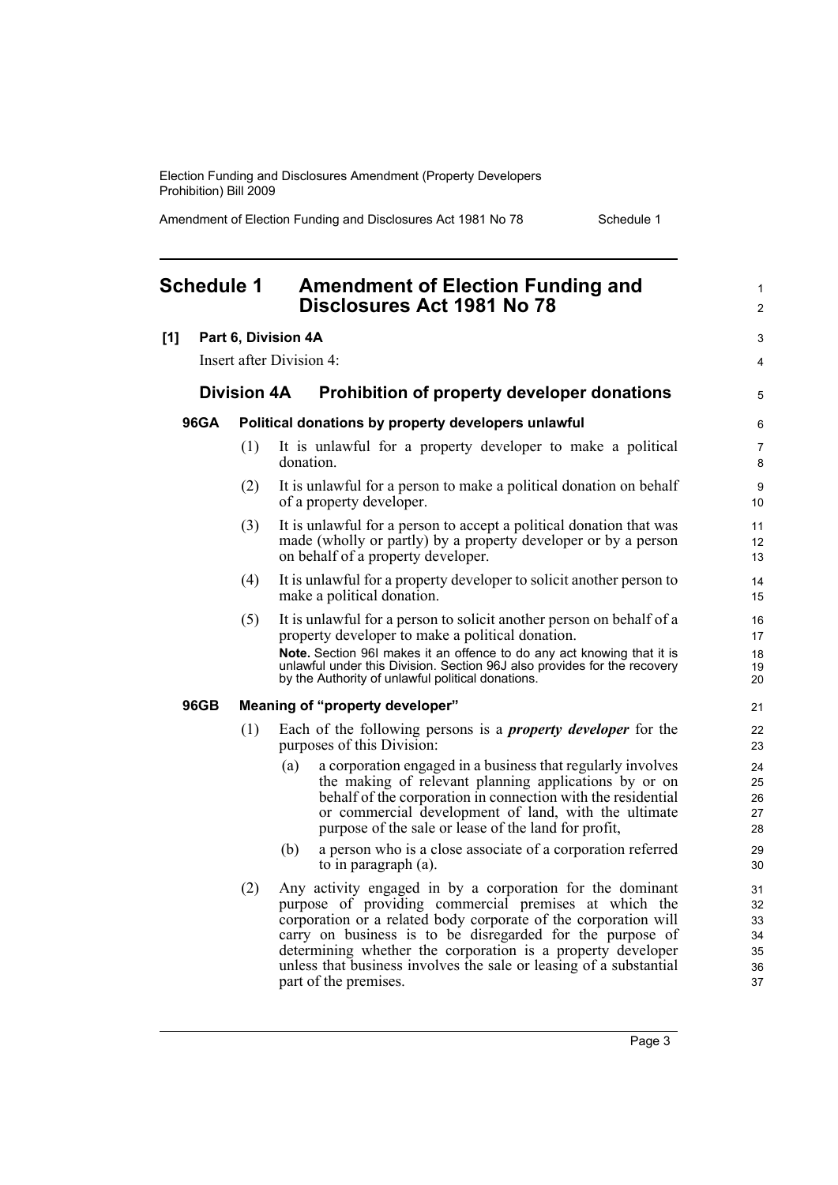# Schedule 1 Amendment of Election Funding and Disclosures Act 1981 No 78

**[1] Part 6, Division 4A**

Insert after Division 4:

## Division 4A Prohibition of property developer donations

### 96GA Political donations by property developers unlawful

(1) It is unlawful for a property developer to make a political donation.

(2) It is unlawful for a person to make a political donation on behalf of a property developer.

(3) It is unlawful for a person to accept a political donation that was made (wholly or partly) by a property developer or by a person on behalf of a property developer.

(4) It is unlawful for a property developer to solicit another person to make a political donation.

(5) It is unlawful for a person to solicit another person on behalf of a property developer to make a political donation.

**Note.** Section 96I makes it an offence to do any act knowing that it is unlawful under this Division. Section 96J also provides for the recovery by the Authority of unlawful political donations.

### 96GB Meaning of "property developer"

(1) Each of the following persons is a ***property developer*** for the purposes of this Division:

(a) a corporation engaged in a business that regularly involves the making of relevant planning applications by or on behalf of the corporation in connection with the residential or commercial development of land, with the ultimate purpose of the sale or lease of the land for profit,

(b) a person who is a close associate of a corporation referred to in paragraph (a).

(2) Any activity engaged in by a corporation for the dominant purpose of providing commercial premises at which the corporation or a related body corporate of the corporation will carry on business is to be disregarded for the purpose of determining whether the corporation is a property developer unless that business involves the sale or leasing of a substantial part of the premises.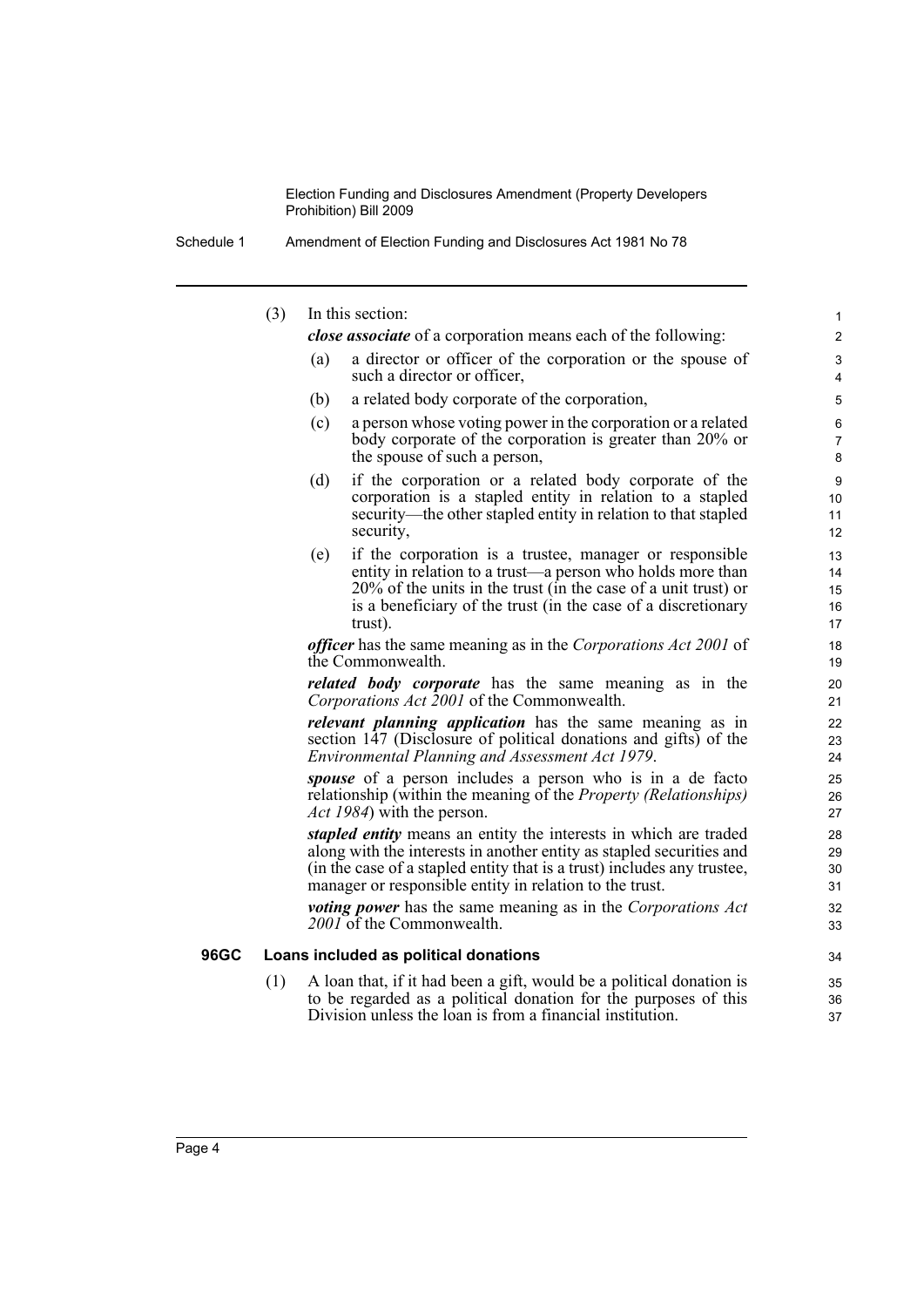(3) In this section:

***close associate*** of a corporation means each of the following:

(a) a director or officer of the corporation or the spouse of such a director or officer,

(b) a related body corporate of the corporation,

(c) a person whose voting power in the corporation or a related body corporate of the corporation is greater than 20% or the spouse of such a person,

(d) if the corporation or a related body corporate of the corporation is a stapled entity in relation to a stapled security—the other stapled entity in relation to that stapled security,

(e) if the corporation is a trustee, manager or responsible entity in relation to a trust—a person who holds more than 20% of the units in the trust (in the case of a unit trust) or is a beneficiary of the trust (in the case of a discretionary trust).

***officer*** has the same meaning as in the *Corporations Act 2001* of the Commonwealth.

***related body corporate*** has the same meaning as in the *Corporations Act 2001* of the Commonwealth.

***relevant planning application*** has the same meaning as in section 147 (Disclosure of political donations and gifts) of the *Environmental Planning and Assessment Act 1979*.

***spouse*** of a person includes a person who is in a de facto relationship (within the meaning of the *Property (Relationships) Act 1984*) with the person.

***stapled entity*** means an entity the interests in which are traded along with the interests in another entity as stapled securities and (in the case of a stapled entity that is a trust) includes any trustee, manager or responsible entity in relation to the trust.

***voting power*** has the same meaning as in the *Corporations Act 2001* of the Commonwealth.

### 96GC Loans included as political donations

(1) A loan that, if it had been a gift, would be a political donation is to be regarded as a political donation for the purposes of this Division unless the loan is from a financial institution.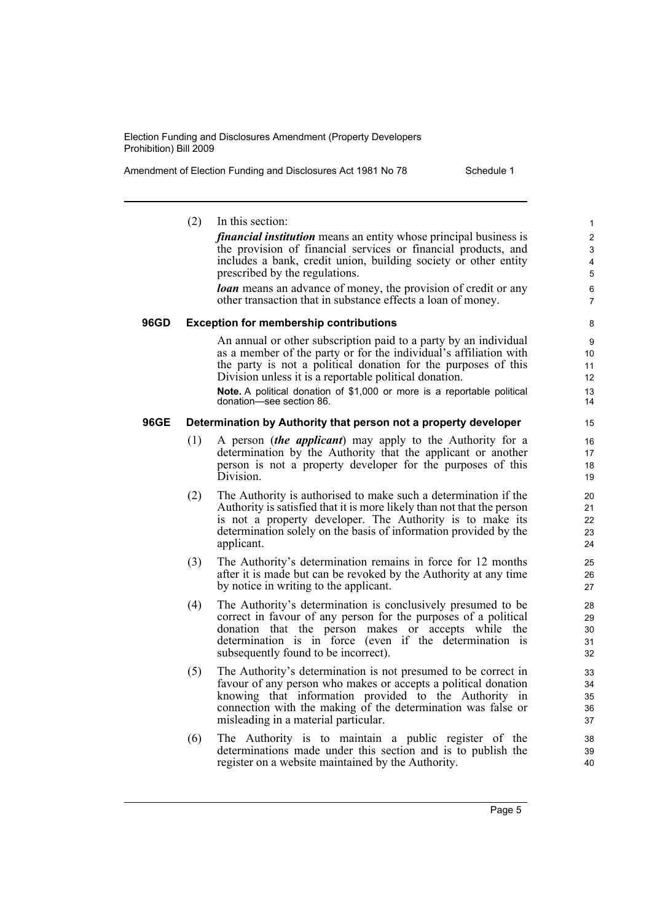(2) In this section:

*financial institution* means an entity whose principal business is the provision of financial services or financial products, and includes a bank, credit union, building society or other entity prescribed by the regulations.

*loan* means an advance of money, the provision of credit or any other transaction that in substance effects a loan of money.

### 96GD Exception for membership contributions

An annual or other subscription paid to a party by an individual as a member of the party or for the individual's affiliation with the party is not a political donation for the purposes of this Division unless it is a reportable political donation.

**Note.** A political donation of $1,000 or more is a reportable political donation—see section 86.

### 96GE Determination by Authority that person not a property developer

(1) A person (***the applicant***) may apply to the Authority for a determination by the Authority that the applicant or another person is not a property developer for the purposes of this Division.

(2) The Authority is authorised to make such a determination if the Authority is satisfied that it is more likely than not that the person is not a property developer. The Authority is to make its determination solely on the basis of information provided by the applicant.

(3) The Authority's determination remains in force for 12 months after it is made but can be revoked by the Authority at any time by notice in writing to the applicant.

(4) The Authority's determination is conclusively presumed to be correct in favour of any person for the purposes of a political donation that the person makes or accepts while the determination is in force (even if the determination is subsequently found to be incorrect).

(5) The Authority's determination is not presumed to be correct in favour of any person who makes or accepts a political donation knowing that information provided to the Authority in connection with the making of the determination was false or misleading in a material particular.

(6) The Authority is to maintain a public register of the determinations made under this section and is to publish the register on a website maintained by the Authority.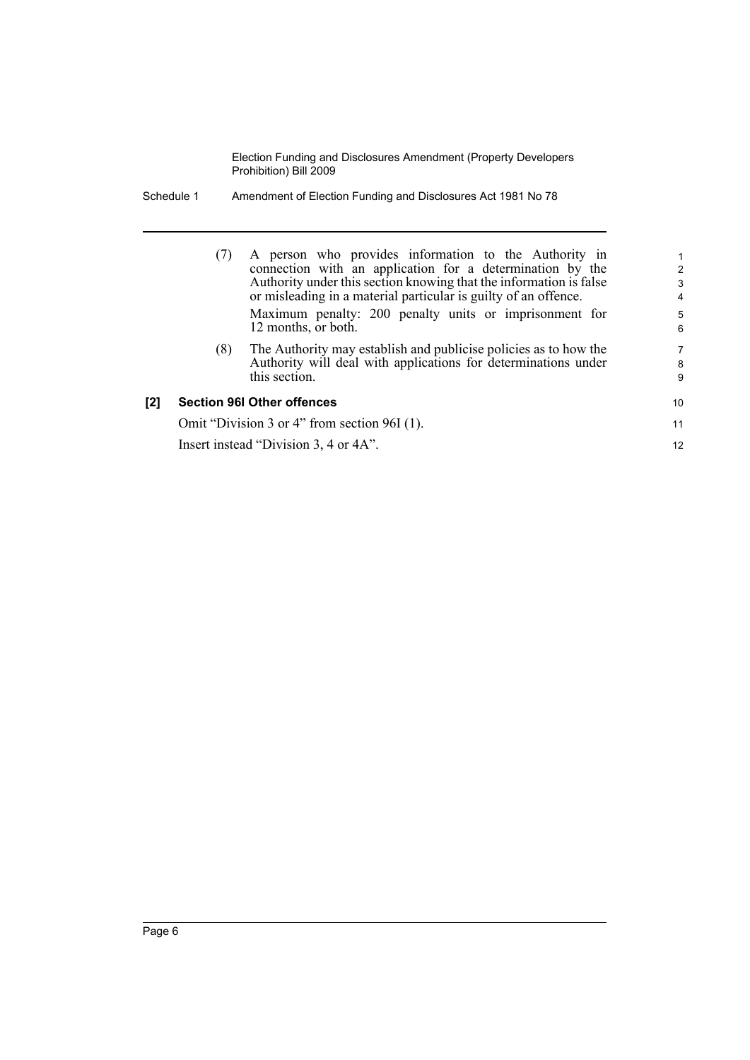(7) A person who provides information to the Authority in connection with an application for a determination by the Authority under this section knowing that the information is false or misleading in a material particular is guilty of an offence.

Maximum penalty: 200 penalty units or imprisonment for 12 months, or both.

(8) The Authority may establish and publicise policies as to how the Authority will deal with applications for determinations under this section.

**[2] Section 96I Other offences**

Omit "Division 3 or 4" from section 96I (1).

Insert instead "Division 3, 4 or 4A".